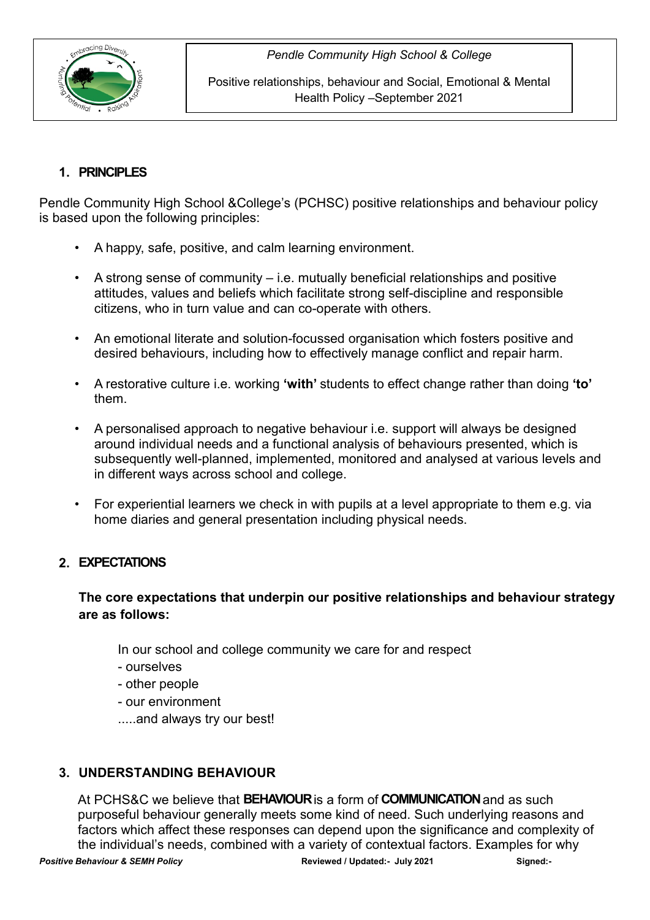*Pendle Community High School & College*

Positive relationships, behaviour and Social, Emotional & Mental Health Policy –September 2021

## 1. PRINCIPLES

Pendle Community High School &College's (PCHSC) positive relationships and behaviour policy is based upon the following principles:

- A happy, safe, positive, and calm learning environment.
- A strong sense of community – i.e. mutually beneficial relationships and positive attitudes, values and beliefs which facilitate strong self-discipline and responsible citizens, who in turn value and can co-operate with others.
- An emotional literate and solution-focussed organisation which fosters positive and desired behaviours, including how to effectively manage conflict and repair harm.
- A restorative culture i.e. working **'with'** students to effect change rather than doing **'to'** them.
- A personalised approach to negative behaviour i.e. support will always be designed around individual needs and a functional analysis of behaviours presented, which is subsequently well-planned, implemented, monitored and analysed at various levels and in different ways across school and college.
- For experiential learners we check in with pupils at a level appropriate to them e.g. via home diaries and general presentation including physical needs.

## 2. EXPECTATIONS

**The core expectations that underpin our positive relationships and behaviour strategy are as follows:**

In our school and college community we care for and respect
- ourselves
- other people
- our environment

.....and always try our best!

## 3. UNDERSTANDING BEHAVIOUR

At PCHS&C we believe that **BEHAVIOUR** is a form of **COMMUNICATION** and as such purposeful behaviour generally meets some kind of need. Such underlying reasons and factors which affect these responses can depend upon the significance and complexity of the individual's needs, combined with a variety of contextual factors. Examples for why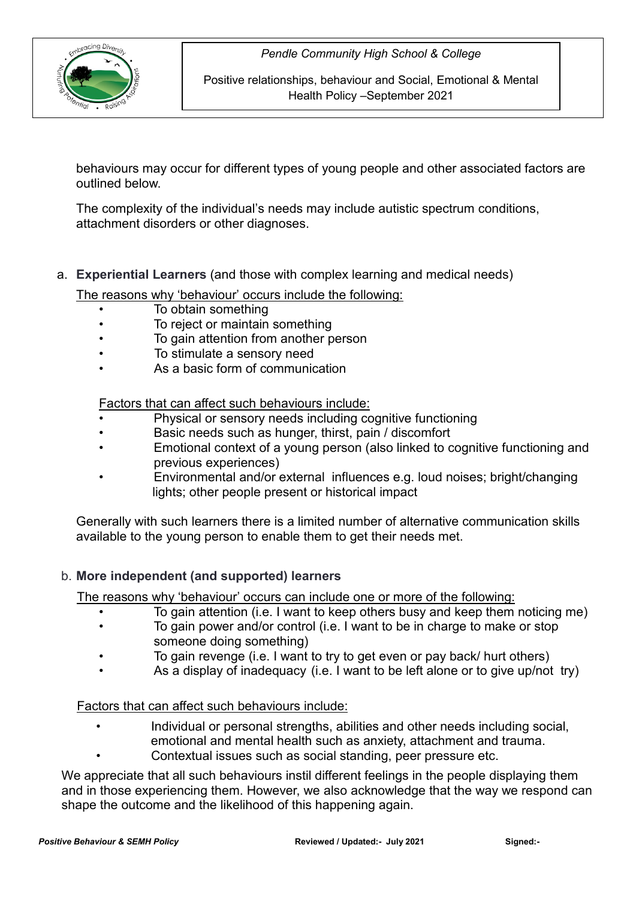behaviours may occur for different types of young people and other associated factors are outlined below.

The complexity of the individual's needs may include autistic spectrum conditions, attachment disorders or other diagnoses.

a. **Experiential Learners** (and those with complex learning and medical needs)

<u>The reasons why 'behaviour' occurs include the following:</u>

- To obtain something
- To reject or maintain something
- To gain attention from another person
- To stimulate a sensory need
- As a basic form of communication

<u>Factors that can affect such behaviours include:</u>

- Physical or sensory needs including cognitive functioning
- Basic needs such as hunger, thirst, pain / discomfort
- Emotional context of a young person (also linked to cognitive functioning and previous experiences)
- Environmental and/or external influences e.g. loud noises; bright/changing lights; other people present or historical impact

Generally with such learners there is a limited number of alternative communication skills available to the young person to enable them to get their needs met.

b. **More independent (and supported) learners**

<u>The reasons why 'behaviour' occurs can include one or more of the following:</u>

- To gain attention (i.e. I want to keep others busy and keep them noticing me)
- To gain power and/or control (i.e. I want to be in charge to make or stop someone doing something)
- To gain revenge (i.e. I want to try to get even or pay back/ hurt others)
- As a display of inadequacy (i.e. I want to be left alone or to give up/not try)

<u>Factors that can affect such behaviours include:</u>

- Individual or personal strengths, abilities and other needs including social, emotional and mental health such as anxiety, attachment and trauma.
- Contextual issues such as social standing, peer pressure etc.

We appreciate that all such behaviours instil different feelings in the people displaying them and in those experiencing them. However, we also acknowledge that the way we respond can shape the outcome and the likelihood of this happening again.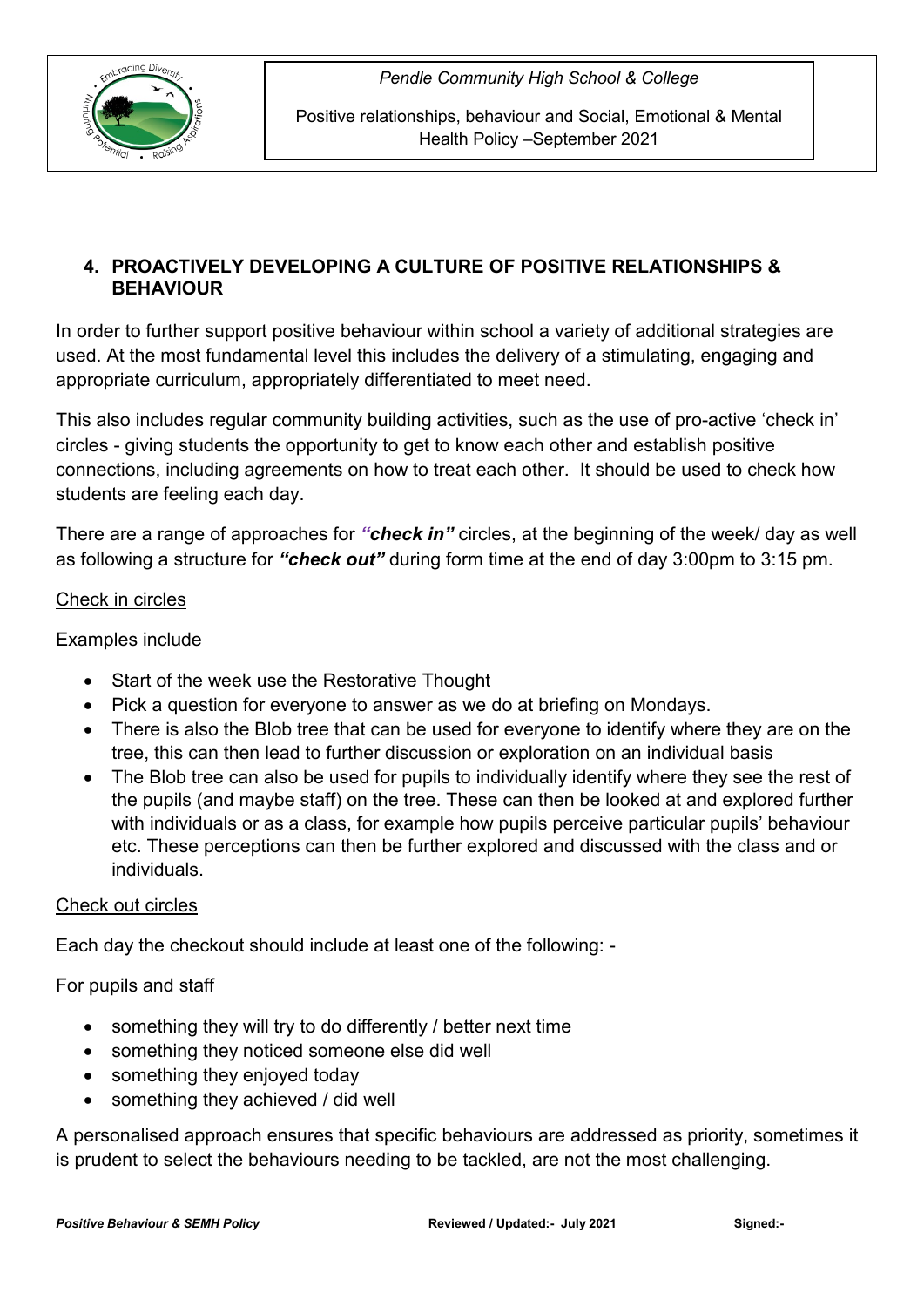## 4. PROACTIVELY DEVELOPING A CULTURE OF POSITIVE RELATIONSHIPS & BEHAVIOUR

In order to further support positive behaviour within school a variety of additional strategies are used. At the most fundamental level this includes the delivery of a stimulating, engaging and appropriate curriculum, appropriately differentiated to meet need.

This also includes regular community building activities, such as the use of pro-active 'check in' circles - giving students the opportunity to get to know each other and establish positive connections, including agreements on how to treat each other. It should be used to check how students are feeling each day.

There are a range of approaches for ***"check in"*** circles, at the beginning of the week/ day as well as following a structure for ***"check out"*** during form time at the end of day 3:00pm to 3:15 pm.

Check in circles

Examples include

- Start of the week use the Restorative Thought
- Pick a question for everyone to answer as we do at briefing on Mondays.
- There is also the Blob tree that can be used for everyone to identify where they are on the tree, this can then lead to further discussion or exploration on an individual basis
- The Blob tree can also be used for pupils to individually identify where they see the rest of the pupils (and maybe staff) on the tree. These can then be looked at and explored further with individuals or as a class, for example how pupils perceive particular pupils' behaviour etc. These perceptions can then be further explored and discussed with the class and or individuals.

Check out circles

Each day the checkout should include at least one of the following: -

For pupils and staff

- something they will try to do differently / better next time
- something they noticed someone else did well
- something they enjoyed today
- something they achieved / did well

A personalised approach ensures that specific behaviours are addressed as priority, sometimes it is prudent to select the behaviours needing to be tackled, are not the most challenging.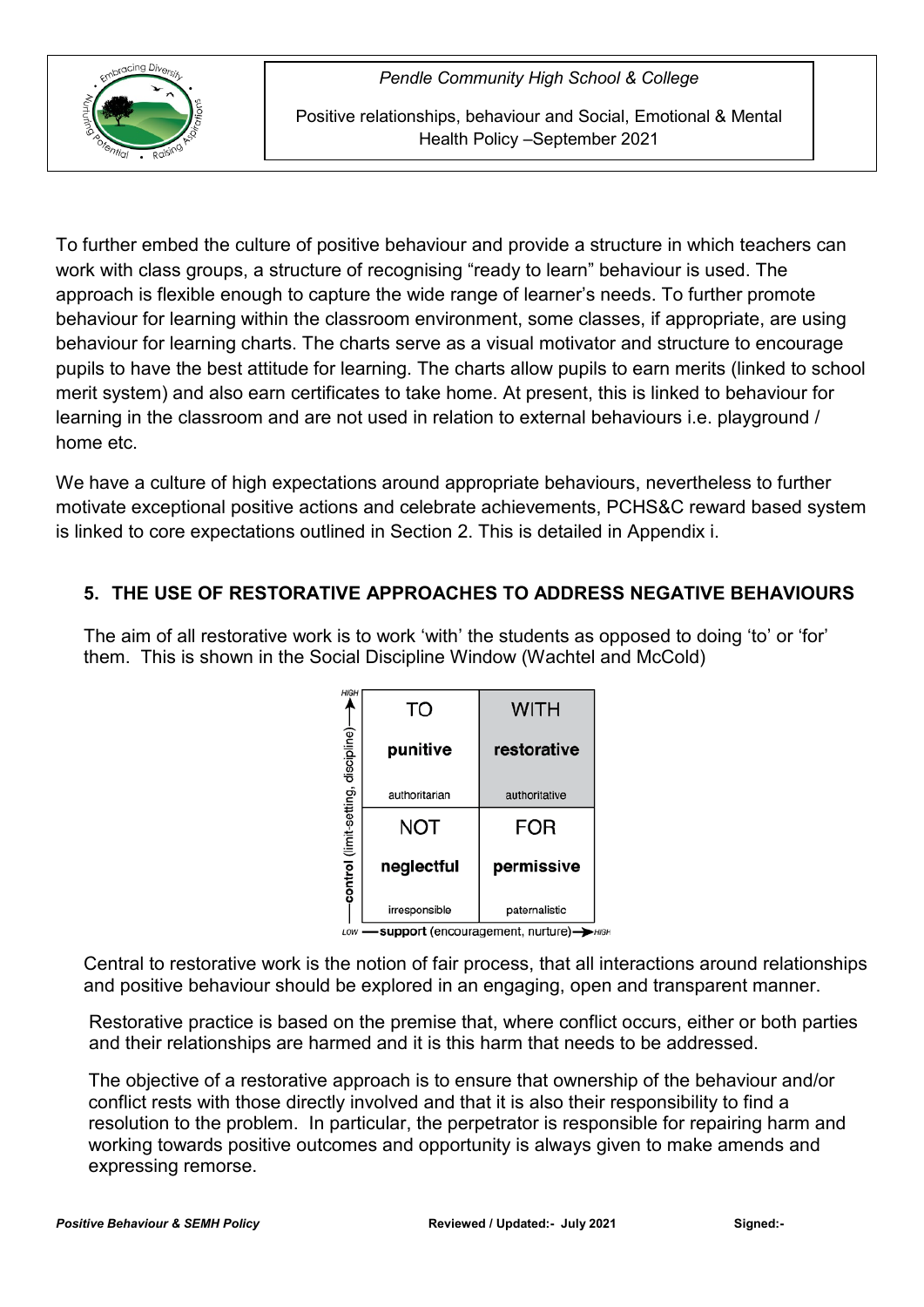To further embed the culture of positive behaviour and provide a structure in which teachers can work with class groups, a structure of recognising "ready to learn" behaviour is used. The approach is flexible enough to capture the wide range of learner's needs. To further promote behaviour for learning within the classroom environment, some classes, if appropriate, are using behaviour for learning charts. The charts serve as a visual motivator and structure to encourage pupils to have the best attitude for learning. The charts allow pupils to earn merits (linked to school merit system) and also earn certificates to take home. At present, this is linked to behaviour for learning in the classroom and are not used in relation to external behaviours i.e. playground / home etc.

We have a culture of high expectations around appropriate behaviours, nevertheless to further motivate exceptional positive actions and celebrate achievements, PCHS&C reward based system is linked to core expectations outlined in Section 2. This is detailed in Appendix i.

## 5. THE USE OF RESTORATIVE APPROACHES TO ADDRESS NEGATIVE BEHAVIOURS

The aim of all restorative work is to work 'with' the students as opposed to doing 'to' or 'for' them. This is shown in the Social Discipline Window (Wachtel and McCold)

| control (limit-setting, discipline) ↑ HIGH | | |
|---|---|---|
| | TO<br>**punitive**<br>authoritarian | WITH<br>**restorative**<br>authoritative |
| | NOT<br>**neglectful**<br>irresponsible | FOR<br>**permissive**<br>paternalistic |
| LOW | **support** (encouragement, nurture) → HIGH | |

Central to restorative work is the notion of fair process, that all interactions around relationships and positive behaviour should be explored in an engaging, open and transparent manner.

Restorative practice is based on the premise that, where conflict occurs, either or both parties and their relationships are harmed and it is this harm that needs to be addressed.

The objective of a restorative approach is to ensure that ownership of the behaviour and/or conflict rests with those directly involved and that it is also their responsibility to find a resolution to the problem. In particular, the perpetrator is responsible for repairing harm and working towards positive outcomes and opportunity is always given to make amends and expressing remorse.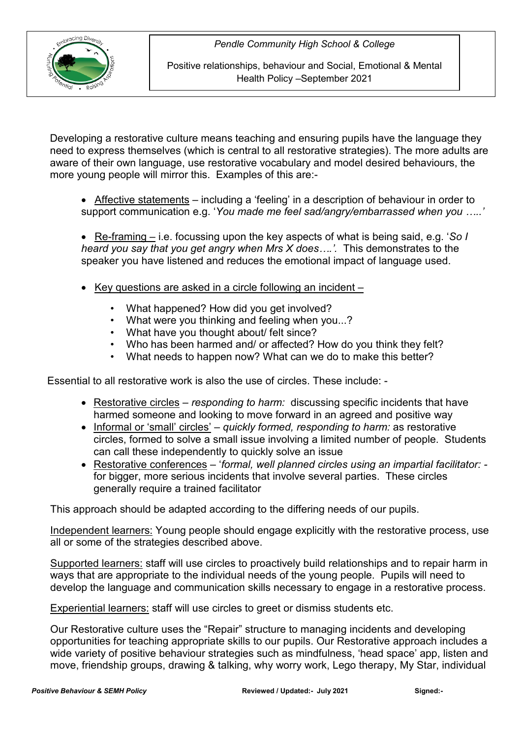Developing a restorative culture means teaching and ensuring pupils have the language they need to express themselves (which is central to all restorative strategies). The more adults are aware of their own language, use restorative vocabulary and model desired behaviours, the more young people will mirror this. Examples of this are:-

- Affective statements – including a 'feeling' in a description of behaviour in order to support communication e.g. '*You made me feel sad/angry/embarrassed when you …..'*

- Re-framing – i.e. focussing upon the key aspects of what is being said, e.g. '*So I heard you say that you get angry when Mrs X does….'.* This demonstrates to the speaker you have listened and reduces the emotional impact of language used.

- Key questions are asked in a circle following an incident –
  - What happened? How did you get involved?
  - What were you thinking and feeling when you...?
  - What have you thought about/ felt since?
  - Who has been harmed and/ or affected? How do you think they felt?
  - What needs to happen now? What can we do to make this better?

Essential to all restorative work is also the use of circles. These include: -

- Restorative circles – *responding to harm:* discussing specific incidents that have harmed someone and looking to move forward in an agreed and positive way
- Informal or 'small' circles' – *quickly formed, responding to harm:* as restorative circles, formed to solve a small issue involving a limited number of people. Students can call these independently to quickly solve an issue
- Restorative conferences – '*formal, well planned circles using an impartial facilitator:* - for bigger, more serious incidents that involve several parties. These circles generally require a trained facilitator

This approach should be adapted according to the differing needs of our pupils.

Independent learners: Young people should engage explicitly with the restorative process, use all or some of the strategies described above.

Supported learners: staff will use circles to proactively build relationships and to repair harm in ways that are appropriate to the individual needs of the young people. Pupils will need to develop the language and communication skills necessary to engage in a restorative process.

Experiential learners: staff will use circles to greet or dismiss students etc.

Our Restorative culture uses the "Repair" structure to managing incidents and developing opportunities for teaching appropriate skills to our pupils. Our Restorative approach includes a wide variety of positive behaviour strategies such as mindfulness, 'head space' app, listen and move, friendship groups, drawing & talking, why worry work, Lego therapy, My Star, individual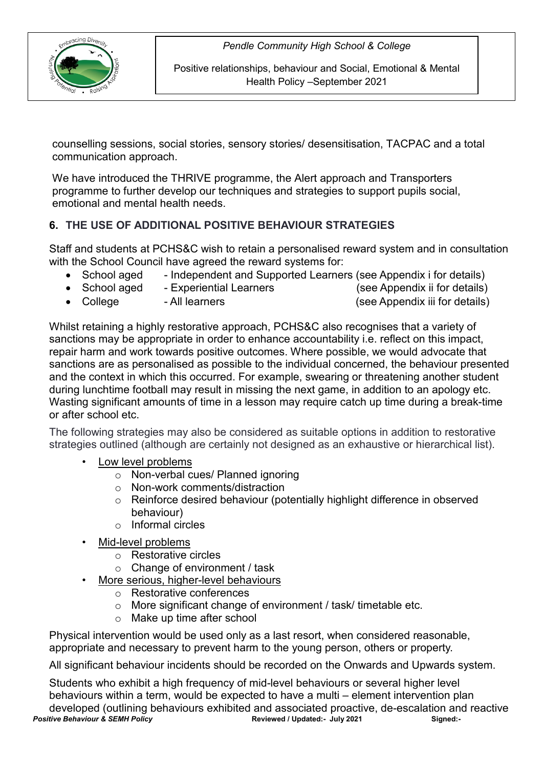counselling sessions, social stories, sensory stories/ desensitisation, TACPAC and a total communication approach.

We have introduced the THRIVE programme, the Alert approach and Transporters programme to further develop our techniques and strategies to support pupils social, emotional and mental health needs.

## 6. THE USE OF ADDITIONAL POSITIVE BEHAVIOUR STRATEGIES

Staff and students at PCHS&C wish to retain a personalised reward system and in consultation with the School Council have agreed the reward systems for:

- School aged - Independent and Supported Learners (see Appendix i for details)
- School aged - Experiential Learners (see Appendix ii for details)
- College - All learners (see Appendix iii for details)

Whilst retaining a highly restorative approach, PCHS&C also recognises that a variety of sanctions may be appropriate in order to enhance accountability i.e. reflect on this impact, repair harm and work towards positive outcomes. Where possible, we would advocate that sanctions are as personalised as possible to the individual concerned, the behaviour presented and the context in which this occurred. For example, swearing or threatening another student during lunchtime football may result in missing the next game, in addition to an apology etc. Wasting significant amounts of time in a lesson may require catch up time during a break-time or after school etc.

The following strategies may also be considered as suitable options in addition to restorative strategies outlined (although are certainly not designed as an exhaustive or hierarchical list).

- Low level problems
  - Non-verbal cues/ Planned ignoring
  - Non-work comments/distraction
  - Reinforce desired behaviour (potentially highlight difference in observed behaviour)
  - Informal circles
- Mid-level problems
  - Restorative circles
  - Change of environment / task
- More serious, higher-level behaviours
  - Restorative conferences
  - More significant change of environment / task/ timetable etc.
  - Make up time after school

Physical intervention would be used only as a last resort, when considered reasonable, appropriate and necessary to prevent harm to the young person, others or property.

All significant behaviour incidents should be recorded on the Onwards and Upwards system.

Students who exhibit a high frequency of mid-level behaviours or several higher level behaviours within a term, would be expected to have a multi – element intervention plan developed (outlining behaviours exhibited and associated proactive, de-escalation and reactive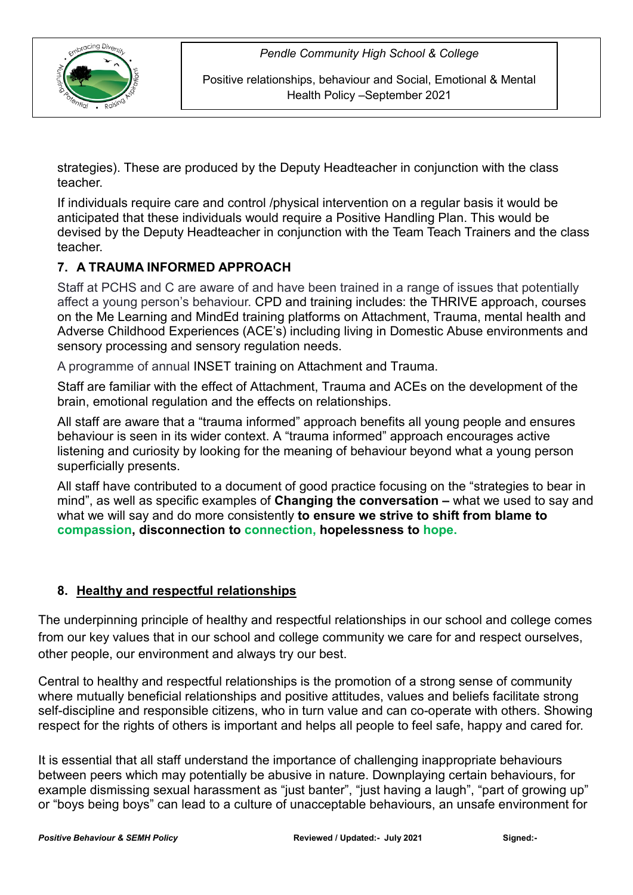strategies). These are produced by the Deputy Headteacher in conjunction with the class teacher.

If individuals require care and control /physical intervention on a regular basis it would be anticipated that these individuals would require a Positive Handling Plan. This would be devised by the Deputy Headteacher in conjunction with the Team Teach Trainers and the class teacher.

## 7. A TRAUMA INFORMED APPROACH

Staff at PCHS and C are aware of and have been trained in a range of issues that potentially affect a young person's behaviour. CPD and training includes: the THRIVE approach, courses on the Me Learning and MindEd training platforms on Attachment, Trauma, mental health and Adverse Childhood Experiences (ACE's) including living in Domestic Abuse environments and sensory processing and sensory regulation needs.

A programme of annual INSET training on Attachment and Trauma.

Staff are familiar with the effect of Attachment, Trauma and ACEs on the development of the brain, emotional regulation and the effects on relationships.

All staff are aware that a "trauma informed" approach benefits all young people and ensures behaviour is seen in its wider context. A "trauma informed" approach encourages active listening and curiosity by looking for the meaning of behaviour beyond what a young person superficially presents.

All staff have contributed to a document of good practice focusing on the "strategies to bear in mind", as well as specific examples of **Changing the conversation –** what we used to say and what we will say and do more consistently **to ensure we strive to shift from blame to compassion, disconnection to connection, hopelessness to hope.**

## 8. Healthy and respectful relationships

The underpinning principle of healthy and respectful relationships in our school and college comes from our key values that in our school and college community we care for and respect ourselves, other people, our environment and always try our best.

Central to healthy and respectful relationships is the promotion of a strong sense of community where mutually beneficial relationships and positive attitudes, values and beliefs facilitate strong self-discipline and responsible citizens, who in turn value and can co-operate with others. Showing respect for the rights of others is important and helps all people to feel safe, happy and cared for.

It is essential that all staff understand the importance of challenging inappropriate behaviours between peers which may potentially be abusive in nature. Downplaying certain behaviours, for example dismissing sexual harassment as "just banter", "just having a laugh", "part of growing up" or "boys being boys" can lead to a culture of unacceptable behaviours, an unsafe environment for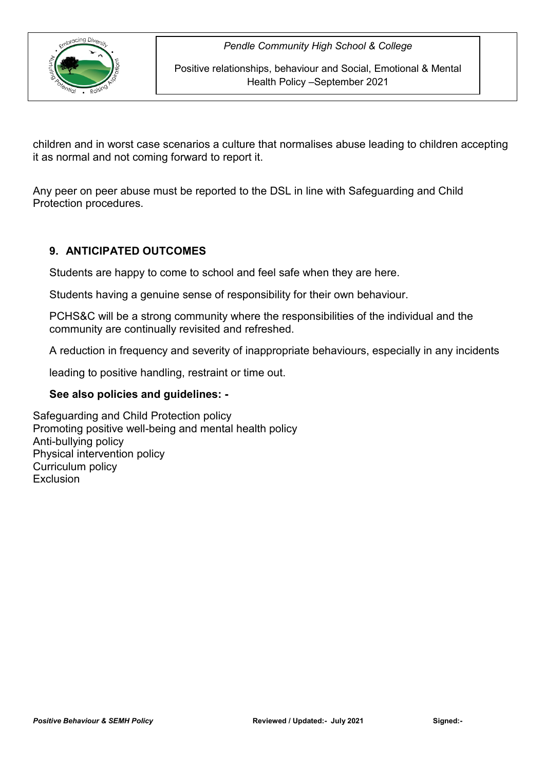children and in worst case scenarios a culture that normalises abuse leading to children accepting it as normal and not coming forward to report it.

Any peer on peer abuse must be reported to the DSL in line with Safeguarding and Child Protection procedures.

## 9. ANTICIPATED OUTCOMES

Students are happy to come to school and feel safe when they are here.

Students having a genuine sense of responsibility for their own behaviour.

PCHS&C will be a strong community where the responsibilities of the individual and the community are continually revisited and refreshed.

A reduction in frequency and severity of inappropriate behaviours, especially in any incidents

leading to positive handling, restraint or time out.

**See also policies and guidelines: -**

Safeguarding and Child Protection policy
Promoting positive well-being and mental health policy
Anti-bullying policy
Physical intervention policy
Curriculum policy
Exclusion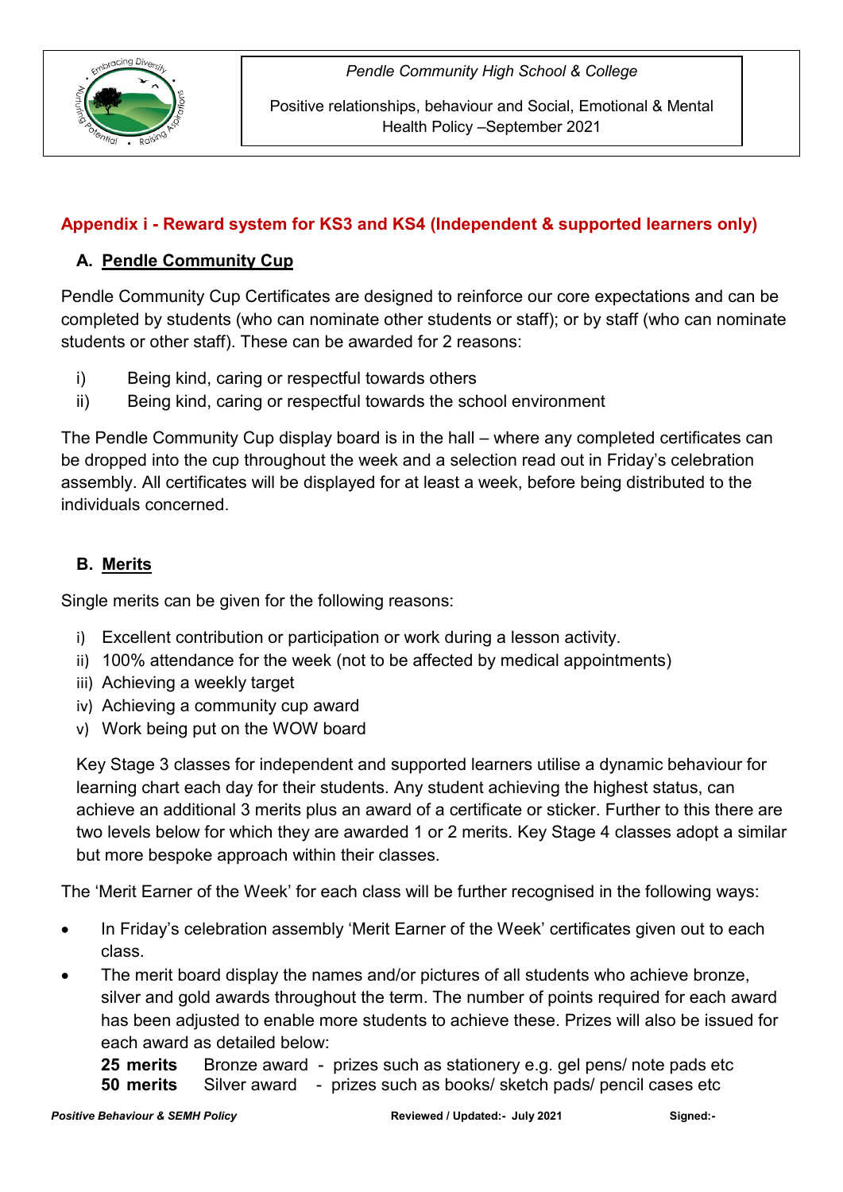## Appendix i - Reward system for KS3 and KS4 (Independent & supported learners only)

### A. Pendle Community Cup

Pendle Community Cup Certificates are designed to reinforce our core expectations and can be completed by students (who can nominate other students or staff); or by staff (who can nominate students or other staff). These can be awarded for 2 reasons:

i) Being kind, caring or respectful towards others
ii) Being kind, caring or respectful towards the school environment

The Pendle Community Cup display board is in the hall – where any completed certificates can be dropped into the cup throughout the week and a selection read out in Friday's celebration assembly. All certificates will be displayed for at least a week, before being distributed to the individuals concerned.

### B. Merits

Single merits can be given for the following reasons:

i) Excellent contribution or participation or work during a lesson activity.
ii) 100% attendance for the week (not to be affected by medical appointments)
iii) Achieving a weekly target
iv) Achieving a community cup award
v) Work being put on the WOW board

Key Stage 3 classes for independent and supported learners utilise a dynamic behaviour for learning chart each day for their students. Any student achieving the highest status, can achieve an additional 3 merits plus an award of a certificate or sticker. Further to this there are two levels below for which they are awarded 1 or 2 merits. Key Stage 4 classes adopt a similar but more bespoke approach within their classes.

The 'Merit Earner of the Week' for each class will be further recognised in the following ways:

- In Friday's celebration assembly 'Merit Earner of the Week' certificates given out to each class.
- The merit board display the names and/or pictures of all students who achieve bronze, silver and gold awards throughout the term. The number of points required for each award has been adjusted to enable more students to achieve these. Prizes will also be issued for each award as detailed below:

  **25 merits** Bronze award - prizes such as stationery e.g. gel pens/ note pads etc
  **50 merits** Silver award - prizes such as books/ sketch pads/ pencil cases etc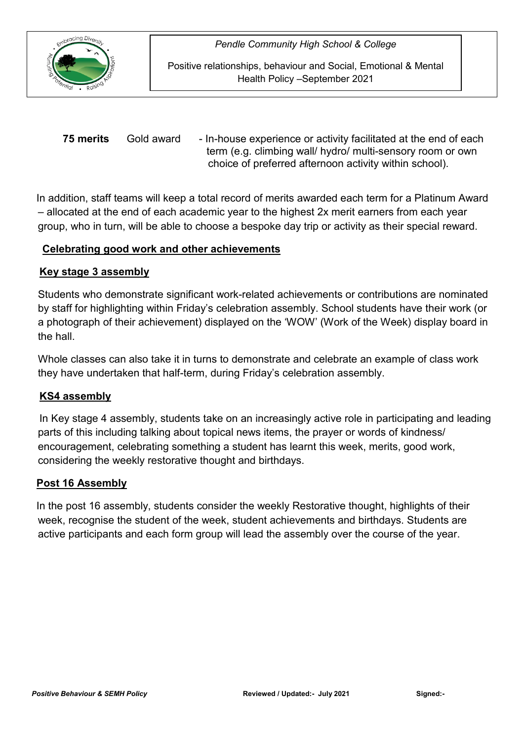**75 merits** Gold award - In-house experience or activity facilitated at the end of each term (e.g. climbing wall/ hydro/ multi-sensory room or own choice of preferred afternoon activity within school).

In addition, staff teams will keep a total record of merits awarded each term for a Platinum Award – allocated at the end of each academic year to the highest 2x merit earners from each year group, who in turn, will be able to choose a bespoke day trip or activity as their special reward.

**Celebrating good work and other achievements**

**Key stage 3 assembly**

Students who demonstrate significant work-related achievements or contributions are nominated by staff for highlighting within Friday's celebration assembly. School students have their work (or a photograph of their achievement) displayed on the 'WOW' (Work of the Week) display board in the hall.

Whole classes can also take it in turns to demonstrate and celebrate an example of class work they have undertaken that half-term, during Friday's celebration assembly.

**KS4 assembly**

In Key stage 4 assembly, students take on an increasingly active role in participating and leading parts of this including talking about topical news items, the prayer or words of kindness/ encouragement, celebrating something a student has learnt this week, merits, good work, considering the weekly restorative thought and birthdays.

**Post 16 Assembly**

In the post 16 assembly, students consider the weekly Restorative thought, highlights of their week, recognise the student of the week, student achievements and birthdays. Students are active participants and each form group will lead the assembly over the course of the year.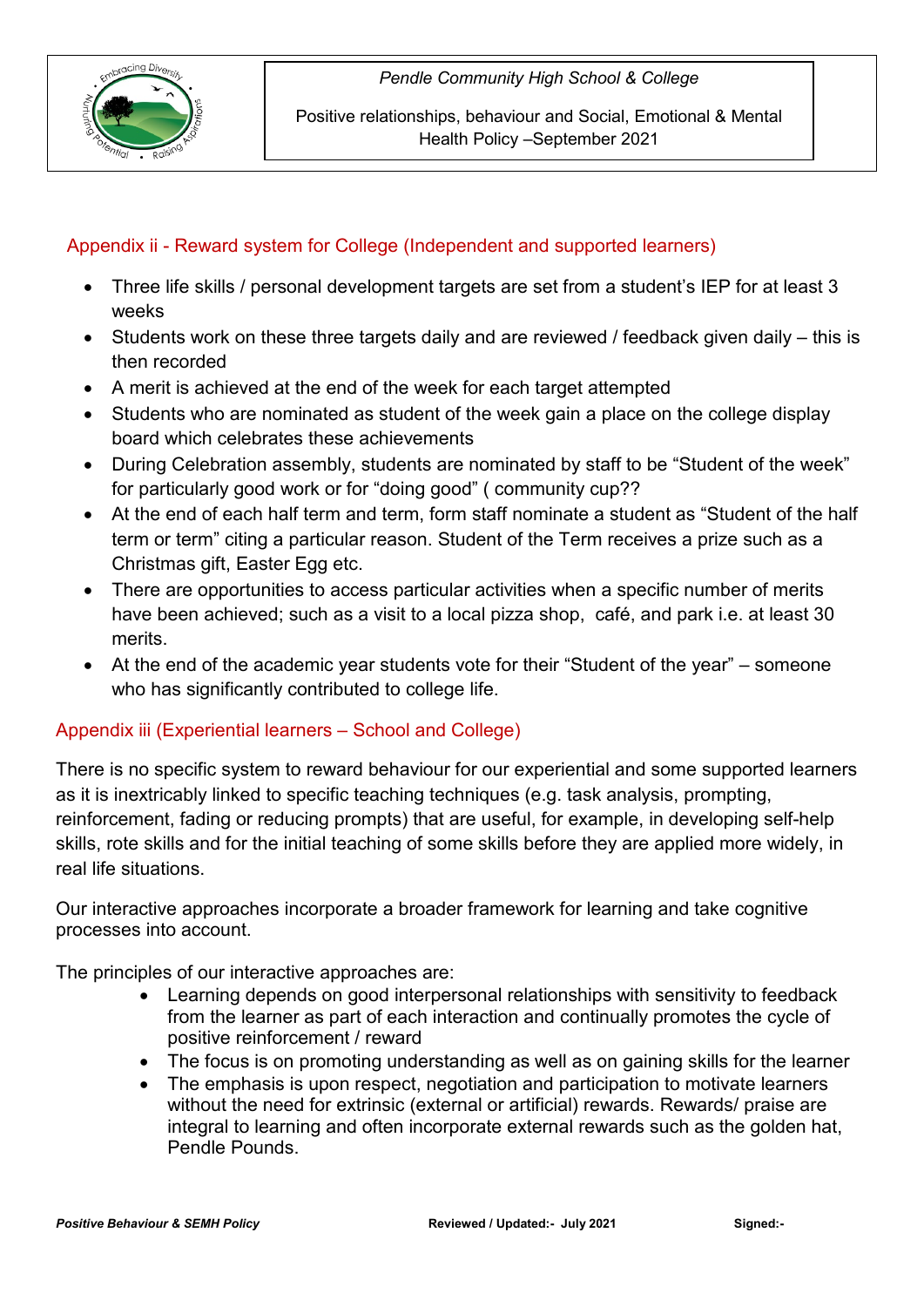## Appendix ii - Reward system for College (Independent and supported learners)

- Three life skills / personal development targets are set from a student's IEP for at least 3 weeks
- Students work on these three targets daily and are reviewed / feedback given daily – this is then recorded
- A merit is achieved at the end of the week for each target attempted
- Students who are nominated as student of the week gain a place on the college display board which celebrates these achievements
- During Celebration assembly, students are nominated by staff to be "Student of the week" for particularly good work or for "doing good" ( community cup??
- At the end of each half term and term, form staff nominate a student as "Student of the half term or term" citing a particular reason. Student of the Term receives a prize such as a Christmas gift, Easter Egg etc.
- There are opportunities to access particular activities when a specific number of merits have been achieved; such as a visit to a local pizza shop, café, and park i.e. at least 30 merits.
- At the end of the academic year students vote for their "Student of the year" – someone who has significantly contributed to college life.

## Appendix iii (Experiential learners – School and College)

There is no specific system to reward behaviour for our experiential and some supported learners as it is inextricably linked to specific teaching techniques (e.g. task analysis, prompting, reinforcement, fading or reducing prompts) that are useful, for example, in developing self-help skills, rote skills and for the initial teaching of some skills before they are applied more widely, in real life situations.

Our interactive approaches incorporate a broader framework for learning and take cognitive processes into account.

The principles of our interactive approaches are:

- Learning depends on good interpersonal relationships with sensitivity to feedback from the learner as part of each interaction and continually promotes the cycle of positive reinforcement / reward
- The focus is on promoting understanding as well as on gaining skills for the learner
- The emphasis is upon respect, negotiation and participation to motivate learners without the need for extrinsic (external or artificial) rewards. Rewards/ praise are integral to learning and often incorporate external rewards such as the golden hat, Pendle Pounds.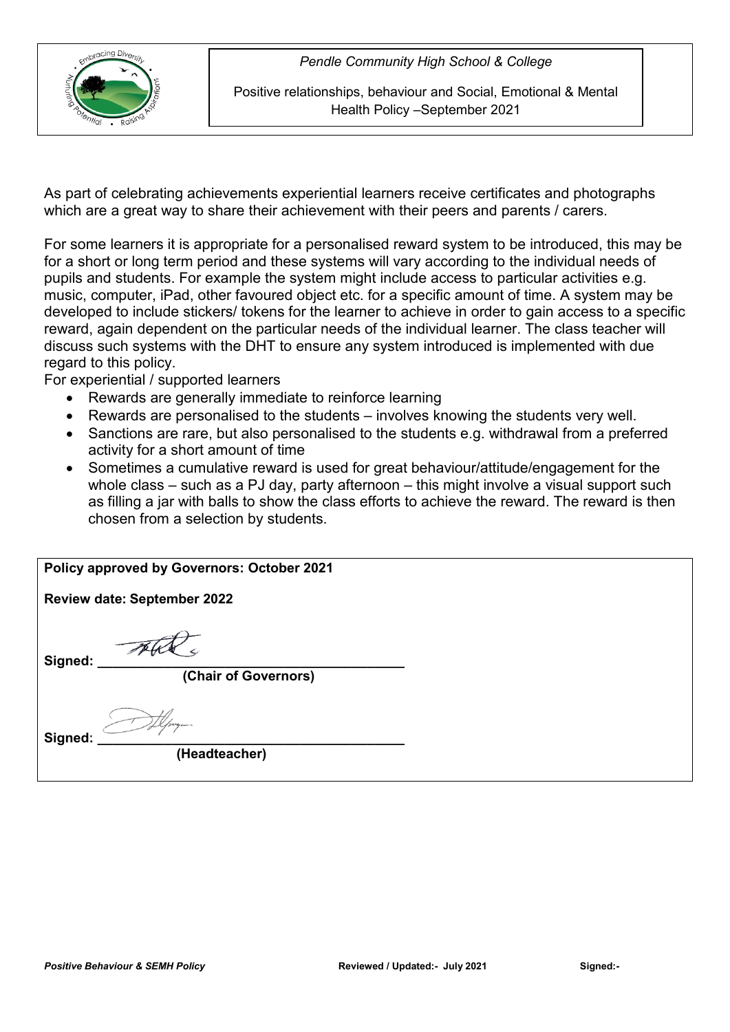As part of celebrating achievements experiential learners receive certificates and photographs which are a great way to share their achievement with their peers and parents / carers.

For some learners it is appropriate for a personalised reward system to be introduced, this may be for a short or long term period and these systems will vary according to the individual needs of pupils and students. For example the system might include access to particular activities e.g. music, computer, iPad, other favoured object etc. for a specific amount of time. A system may be developed to include stickers/ tokens for the learner to achieve in order to gain access to a specific reward, again dependent on the particular needs of the individual learner. The class teacher will discuss such systems with the DHT to ensure any system introduced is implemented with due regard to this policy.

For experiential / supported learners

- Rewards are generally immediate to reinforce learning
- Rewards are personalised to the students – involves knowing the students very well.
- Sanctions are rare, but also personalised to the students e.g. withdrawal from a preferred activity for a short amount of time
- Sometimes a cumulative reward is used for great behaviour/attitude/engagement for the whole class – such as a PJ day, party afternoon – this might involve a visual support such as filling a jar with balls to show the class efforts to achieve the reward. The reward is then chosen from a selection by students.

**Policy approved by Governors: October 2021**

**Review date: September 2022**

**Signed:** ________________________________________
**(Chair of Governors)**

**Signed:** ________________________________________
**(Headteacher)**